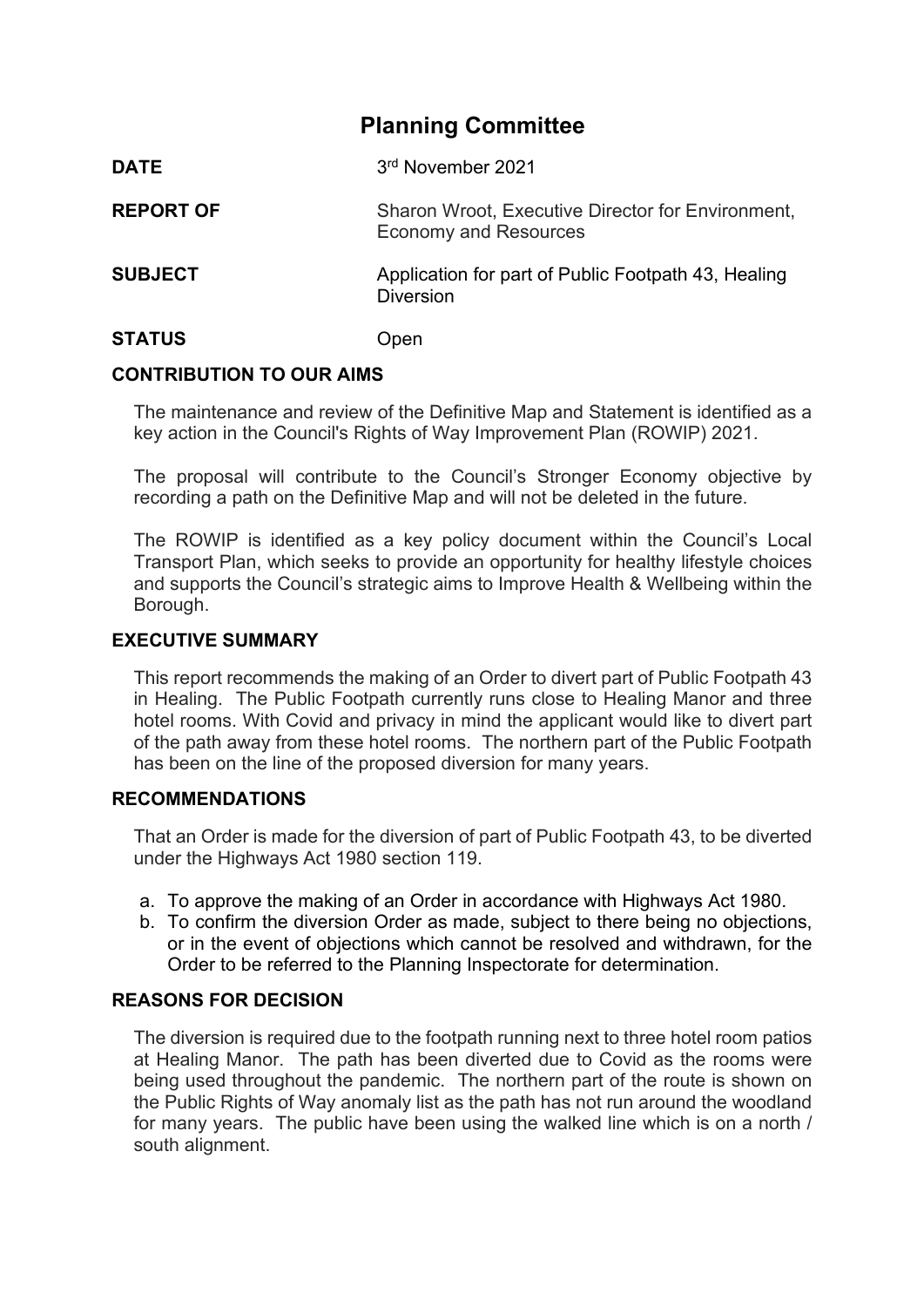# Planning Committee

**DATE** 3rd November 2021

**REPORT OF** Sharon Wroot, Executive Director for Environment, Economy and Resources

**SUBJECT** Application for part of Public Footpath 43, Healing Diversion

**STATUS** Open

## CONTRIBUTION TO OUR AIMS

The maintenance and review of the Definitive Map and Statement is identified as a key action in the Council's Rights of Way Improvement Plan (ROWIP) 2021.

The proposal will contribute to the Council's Stronger Economy objective by recording a path on the Definitive Map and will not be deleted in the future.

The ROWIP is identified as a key policy document within the Council's Local Transport Plan, which seeks to provide an opportunity for healthy lifestyle choices and supports the Council's strategic aims to Improve Health & Wellbeing within the Borough.

## EXECUTIVE SUMMARY

This report recommends the making of an Order to divert part of Public Footpath 43 in Healing. The Public Footpath currently runs close to Healing Manor and three hotel rooms. With Covid and privacy in mind the applicant would like to divert part of the path away from these hotel rooms. The northern part of the Public Footpath has been on the line of the proposed diversion for many years.

## RECOMMENDATIONS

That an Order is made for the diversion of part of Public Footpath 43, to be diverted under the Highways Act 1980 section 119.

a. To approve the making of an Order in accordance with Highways Act 1980.
b. To confirm the diversion Order as made, subject to there being no objections, or in the event of objections which cannot be resolved and withdrawn, for the Order to be referred to the Planning Inspectorate for determination.

## REASONS FOR DECISION

The diversion is required due to the footpath running next to three hotel room patios at Healing Manor. The path has been diverted due to Covid as the rooms were being used throughout the pandemic. The northern part of the route is shown on the Public Rights of Way anomaly list as the path has not run around the woodland for many years. The public have been using the walked line which is on a north / south alignment.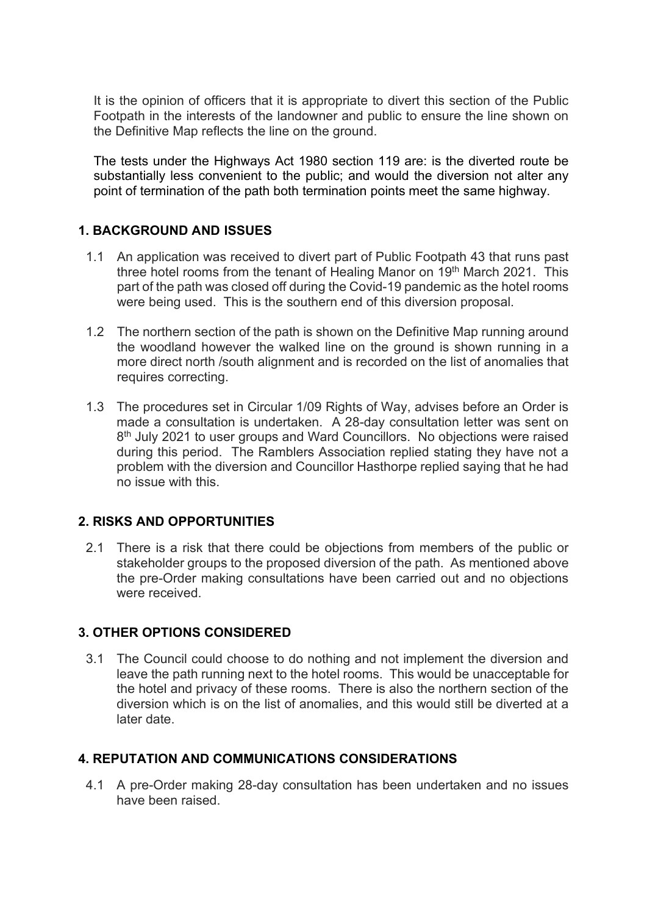It is the opinion of officers that it is appropriate to divert this section of the Public Footpath in the interests of the landowner and public to ensure the line shown on the Definitive Map reflects the line on the ground.

The tests under the Highways Act 1980 section 119 are: is the diverted route be substantially less convenient to the public; and would the diversion not alter any point of termination of the path both termination points meet the same highway.

## 1. BACKGROUND AND ISSUES

1.1 An application was received to divert part of Public Footpath 43 that runs past three hotel rooms from the tenant of Healing Manor on 19th March 2021. This part of the path was closed off during the Covid-19 pandemic as the hotel rooms were being used. This is the southern end of this diversion proposal.

1.2 The northern section of the path is shown on the Definitive Map running around the woodland however the walked line on the ground is shown running in a more direct north /south alignment and is recorded on the list of anomalies that requires correcting.

1.3 The procedures set in Circular 1/09 Rights of Way, advises before an Order is made a consultation is undertaken. A 28-day consultation letter was sent on 8th July 2021 to user groups and Ward Councillors. No objections were raised during this period. The Ramblers Association replied stating they have not a problem with the diversion and Councillor Hasthorpe replied saying that he had no issue with this.

## 2. RISKS AND OPPORTUNITIES

2.1 There is a risk that there could be objections from members of the public or stakeholder groups to the proposed diversion of the path. As mentioned above the pre-Order making consultations have been carried out and no objections were received.

## 3. OTHER OPTIONS CONSIDERED

3.1 The Council could choose to do nothing and not implement the diversion and leave the path running next to the hotel rooms. This would be unacceptable for the hotel and privacy of these rooms. There is also the northern section of the diversion which is on the list of anomalies, and this would still be diverted at a later date.

## 4. REPUTATION AND COMMUNICATIONS CONSIDERATIONS

4.1 A pre-Order making 28-day consultation has been undertaken and no issues have been raised.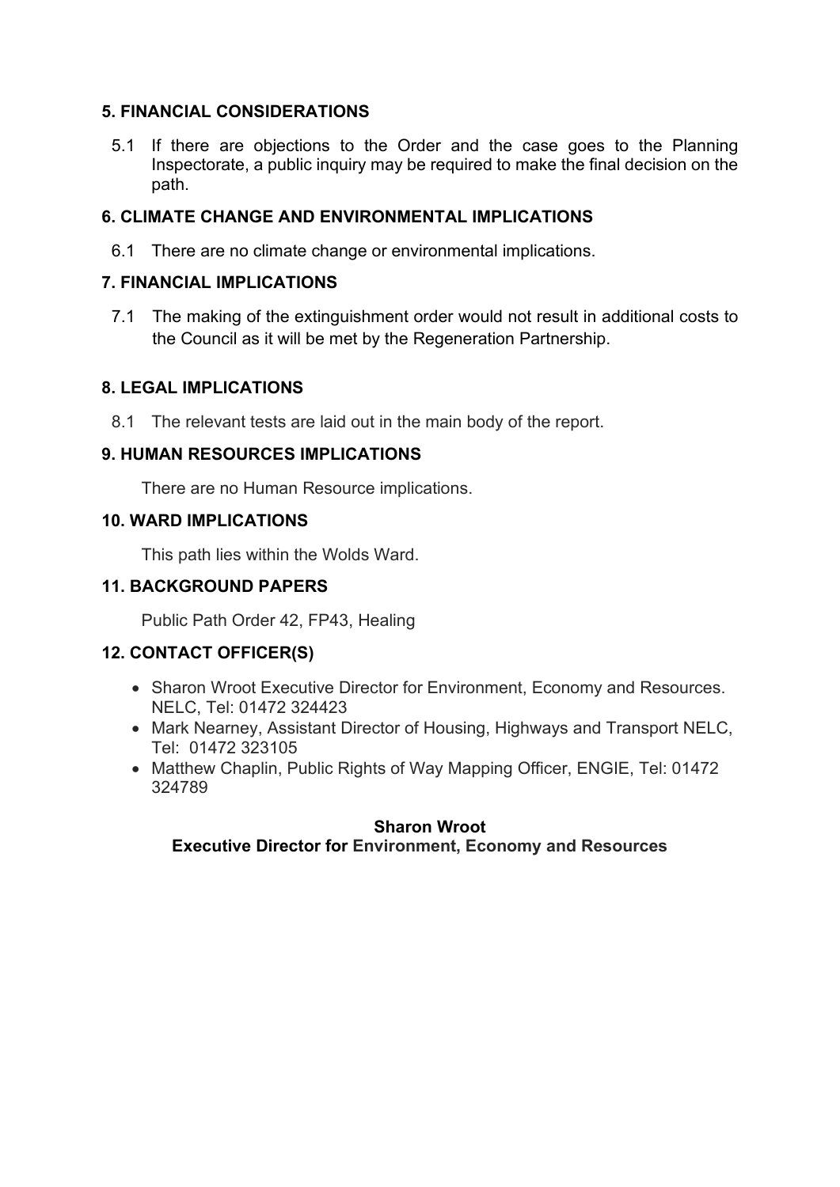## 5. FINANCIAL CONSIDERATIONS

5.1 If there are objections to the Order and the case goes to the Planning Inspectorate, a public inquiry may be required to make the final decision on the path.

## 6. CLIMATE CHANGE AND ENVIRONMENTAL IMPLICATIONS

6.1 There are no climate change or environmental implications.

## 7. FINANCIAL IMPLICATIONS

7.1 The making of the extinguishment order would not result in additional costs to the Council as it will be met by the Regeneration Partnership.

## 8. LEGAL IMPLICATIONS

8.1 The relevant tests are laid out in the main body of the report.

## 9. HUMAN RESOURCES IMPLICATIONS

There are no Human Resource implications.

## 10. WARD IMPLICATIONS

This path lies within the Wolds Ward.

## 11. BACKGROUND PAPERS

Public Path Order 42, FP43, Healing

## 12. CONTACT OFFICER(S)

- Sharon Wroot Executive Director for Environment, Economy and Resources. NELC, Tel: 01472 324423
- Mark Nearney, Assistant Director of Housing, Highways and Transport NELC, Tel: 01472 323105
- Matthew Chaplin, Public Rights of Way Mapping Officer, ENGIE, Tel: 01472 324789

**Sharon Wroot**
**Executive Director for Environment, Economy and Resources**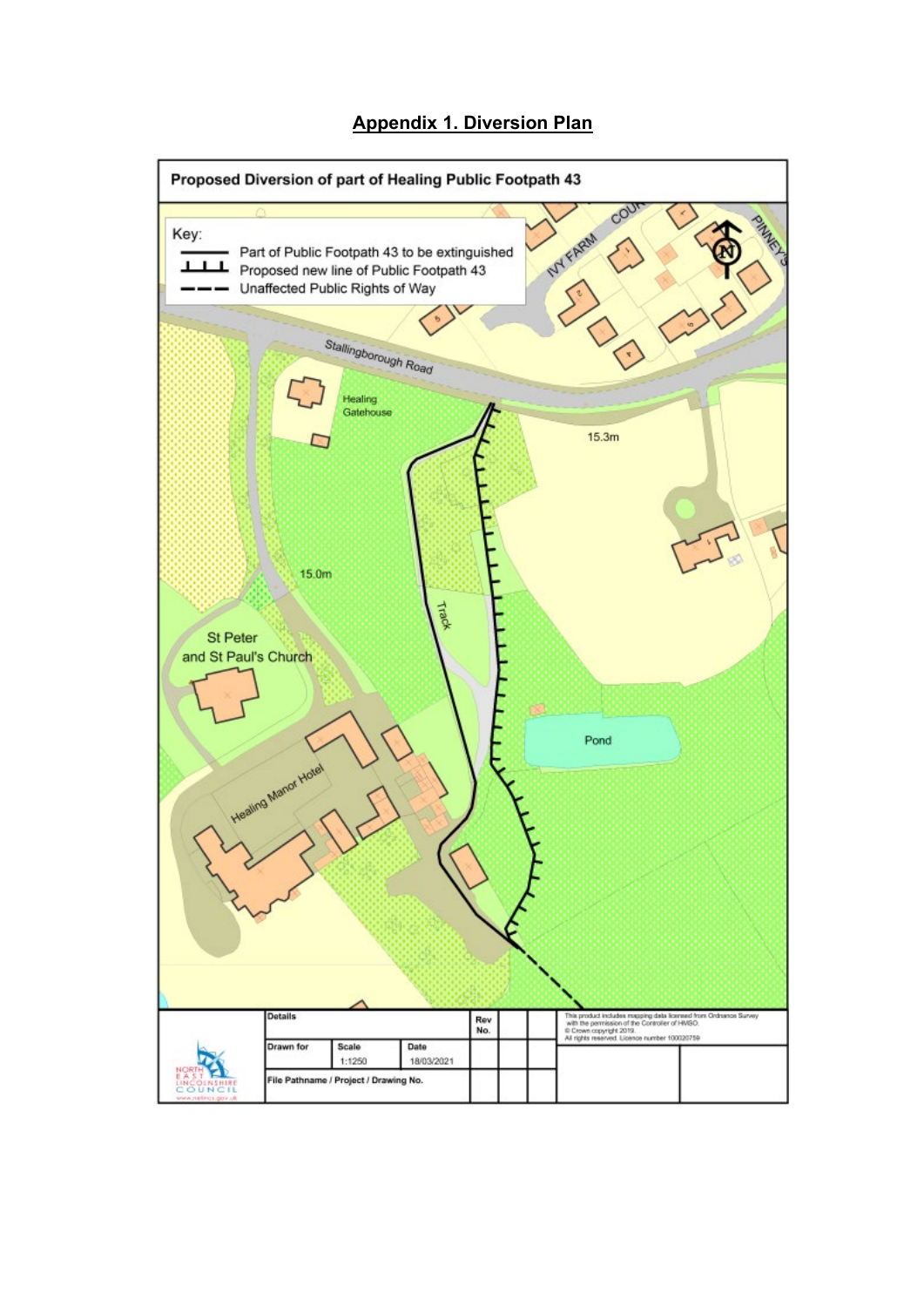## Appendix 1. Diversion Plan

Proposed Diversion of part of Healing Public Footpath 43

Key:
Part of Public Footpath 43 to be extinguished
Proposed new line of Public Footpath 43
Unaffected Public Rights of Way

Stallingborough Road
Healing Gatehouse
15.3m
15.0m
Track
St Peter and St Paul's Church
Healing Manor Hotel
Pond
IVY FARM COURT
PINNEY'S

| Details | | | Rev No. | | |
|---|---|---|---|---|---|
| Drawn for | Scale 1:1250 | Date 18/03/2021 | | | |
| File Pathname / Project / Drawing No. | | | | | |

This product includes mapping data licensed from Ordnance Survey with the permission of the Controller of HMSO. © Crown copyright 2019. All rights reserved. Licence number 100020759

NORTH EAST LINCOLNSHIRE COUNCIL
www.nelincs.gov.uk